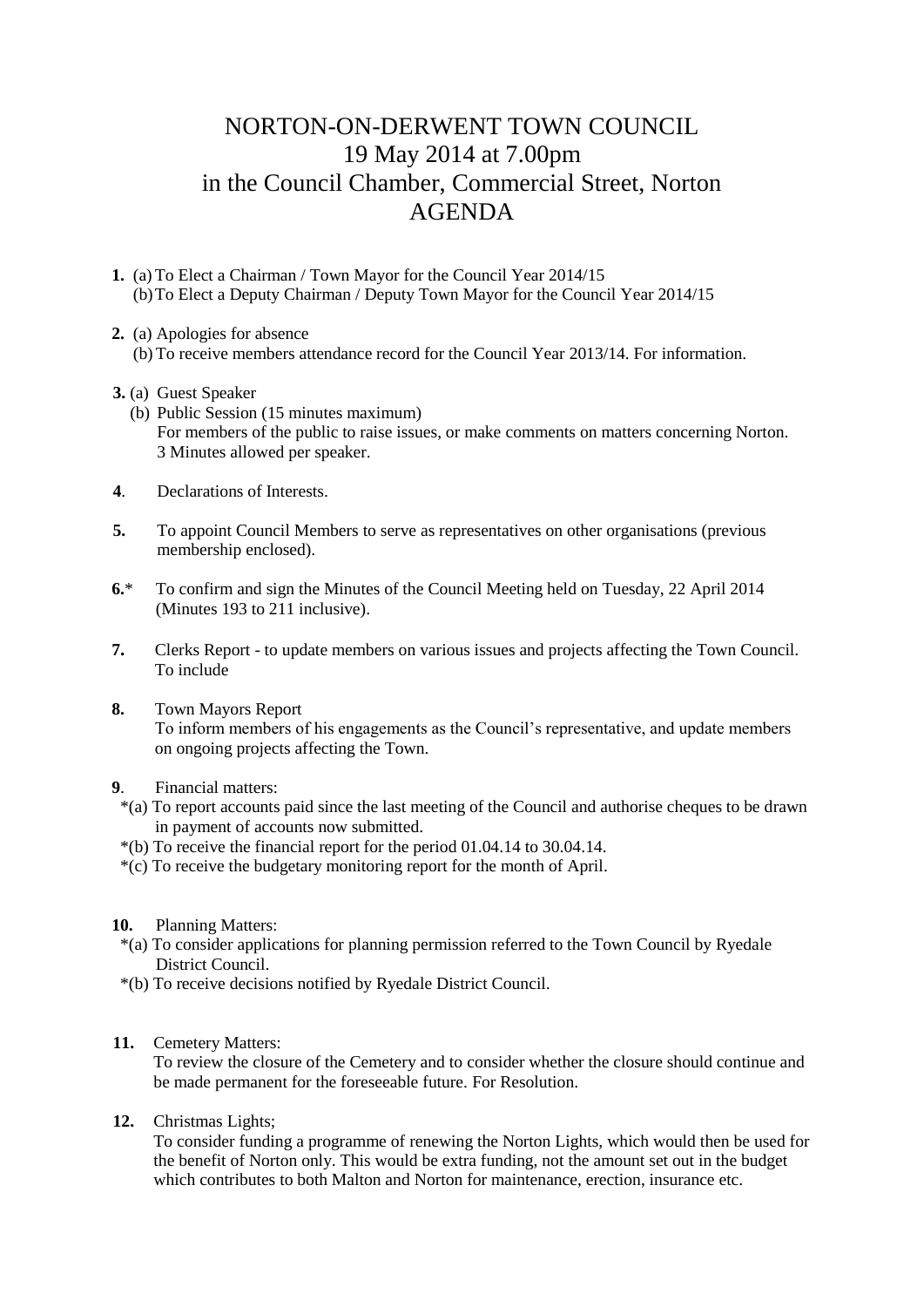# NORTON-ON-DERWENT TOWN COUNCIL
## 19 May 2014 at 7.00pm
## in the Council Chamber, Commercial Street, Norton
## AGENDA

**1.** (a) To Elect a Chairman / Town Mayor for the Council Year 2014/15
(b) To Elect a Deputy Chairman / Deputy Town Mayor for the Council Year 2014/15

**2.** (a) Apologies for absence
(b) To receive members attendance record for the Council Year 2013/14. For information.

**3.** (a) Guest Speaker
(b) Public Session (15 minutes maximum)
For members of the public to raise issues, or make comments on matters concerning Norton. 3 Minutes allowed per speaker.

**4**. Declarations of Interests.

**5.** To appoint Council Members to serve as representatives on other organisations (previous membership enclosed).

**6.*** To confirm and sign the Minutes of the Council Meeting held on Tuesday, 22 April 2014 (Minutes 193 to 211 inclusive).

**7.** Clerks Report - to update members on various issues and projects affecting the Town Council. To include

**8.** Town Mayors Report
To inform members of his engagements as the Council's representative, and update members on ongoing projects affecting the Town.

**9**. Financial matters:
*(a) To report accounts paid since the last meeting of the Council and authorise cheques to be drawn in payment of accounts now submitted.
*(b) To receive the financial report for the period 01.04.14 to 30.04.14.
*(c) To receive the budgetary monitoring report for the month of April.

**10.** Planning Matters:
*(a) To consider applications for planning permission referred to the Town Council by Ryedale District Council.
*(b) To receive decisions notified by Ryedale District Council.

**11.** Cemetery Matters:
To review the closure of the Cemetery and to consider whether the closure should continue and be made permanent for the foreseeable future. For Resolution.

**12.** Christmas Lights;
To consider funding a programme of renewing the Norton Lights, which would then be used for the benefit of Norton only. This would be extra funding, not the amount set out in the budget which contributes to both Malton and Norton for maintenance, erection, insurance etc.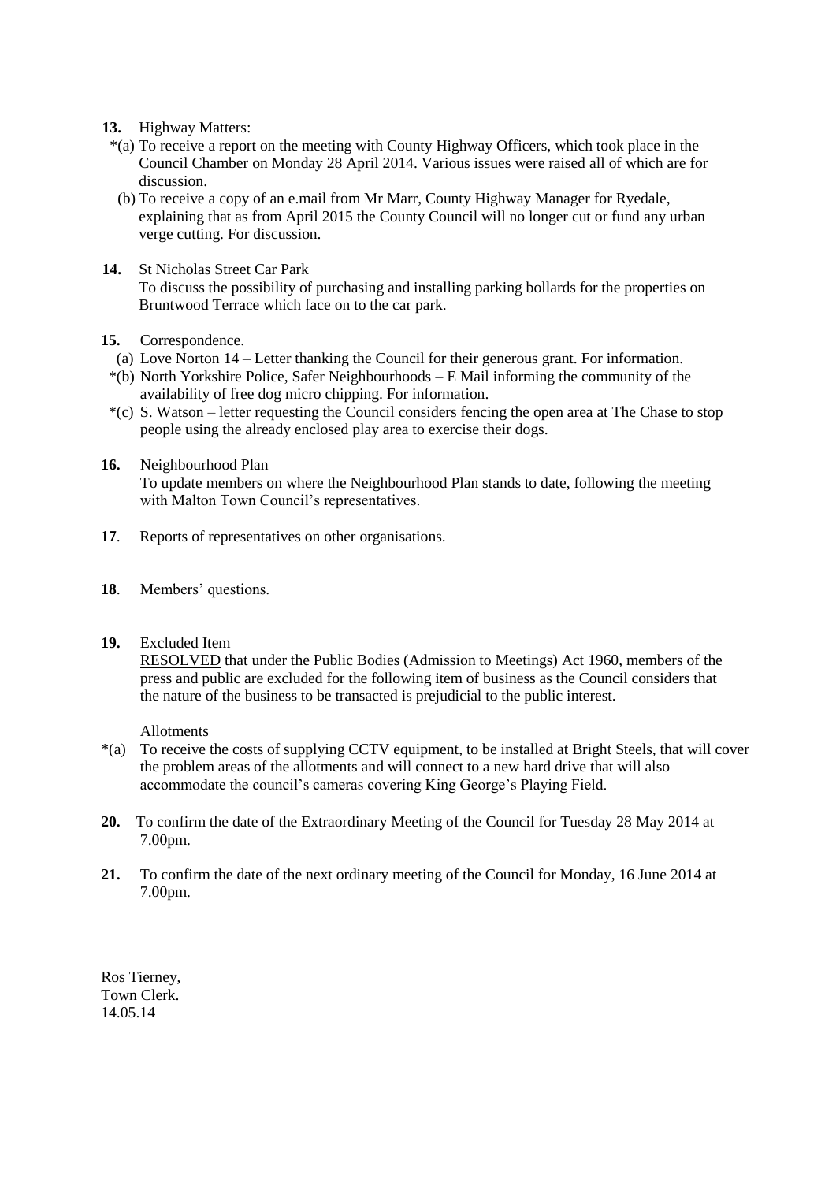**13.** Highway Matters:

*(a) To receive a report on the meeting with County Highway Officers, which took place in the Council Chamber on Monday 28 April 2014. Various issues were raised all of which are for discussion.

(b) To receive a copy of an e.mail from Mr Marr, County Highway Manager for Ryedale, explaining that as from April 2015 the County Council will no longer cut or fund any urban verge cutting. For discussion.

**14.** St Nicholas Street Car Park

To discuss the possibility of purchasing and installing parking bollards for the properties on Bruntwood Terrace which face on to the car park.

**15.** Correspondence.

(a) Love Norton 14 – Letter thanking the Council for their generous grant. For information.

*(b) North Yorkshire Police, Safer Neighbourhoods – E Mail informing the community of the availability of free dog micro chipping. For information.

*(c) S. Watson – letter requesting the Council considers fencing the open area at The Chase to stop people using the already enclosed play area to exercise their dogs.

**16.** Neighbourhood Plan

To update members on where the Neighbourhood Plan stands to date, following the meeting with Malton Town Council's representatives.

**17**. Reports of representatives on other organisations.

**18**. Members' questions.

**19.** Excluded Item

<u>RESOLVED</u> that under the Public Bodies (Admission to Meetings) Act 1960, members of the press and public are excluded for the following item of business as the Council considers that the nature of the business to be transacted is prejudicial to the public interest.

Allotments

*(a) To receive the costs of supplying CCTV equipment, to be installed at Bright Steels, that will cover the problem areas of the allotments and will connect to a new hard drive that will also accommodate the council's cameras covering King George's Playing Field.

**20.** To confirm the date of the Extraordinary Meeting of the Council for Tuesday 28 May 2014 at 7.00pm.

**21.** To confirm the date of the next ordinary meeting of the Council for Monday, 16 June 2014 at 7.00pm.

Ros Tierney,
Town Clerk.
14.05.14